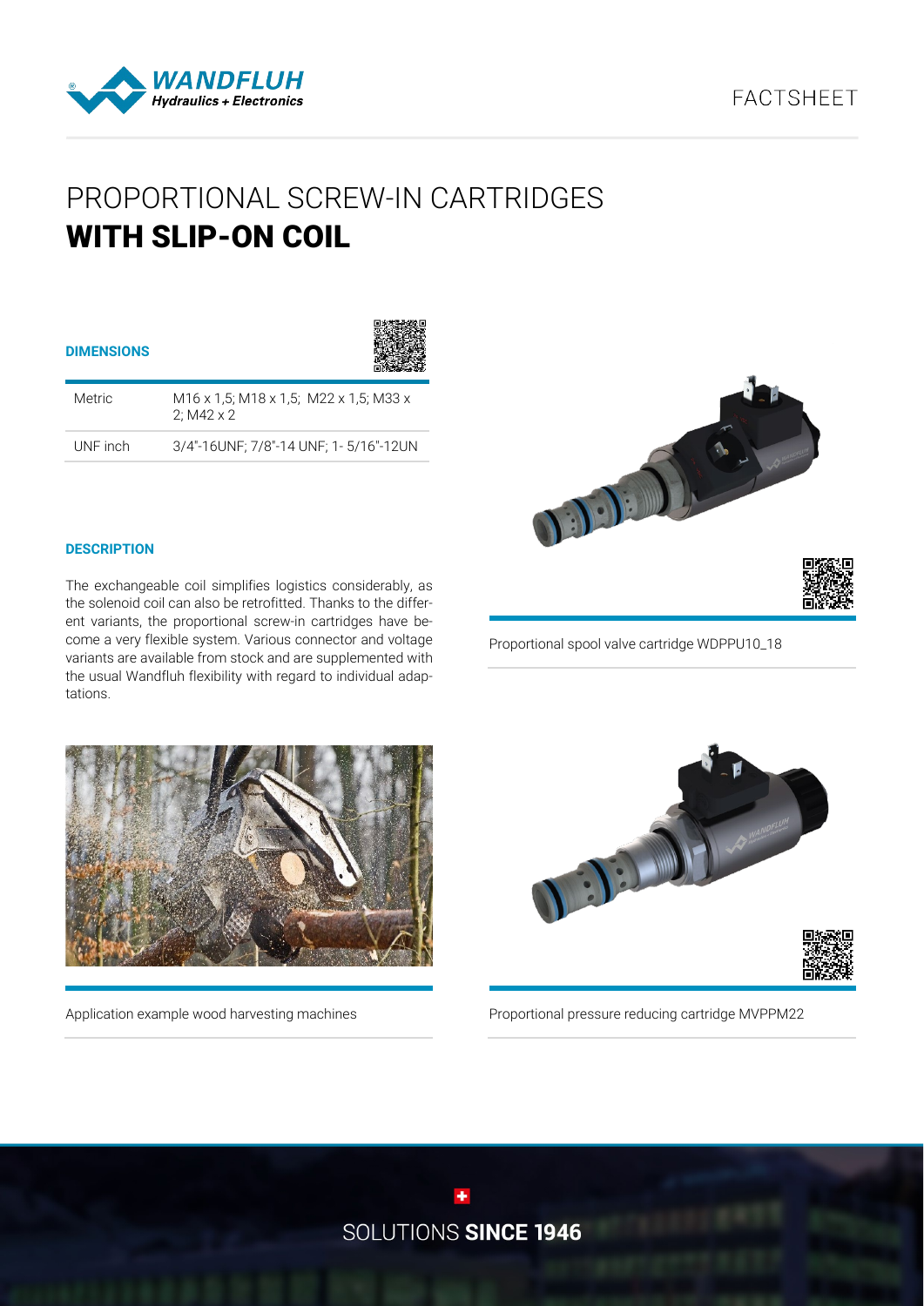# PROPORTIONAL SCREW-IN CARTRIDGES
# **WITH SLIP-ON COIL**

## DIMENSIONS

| | |
|---|---|
| Metric | M16 x 1,5; M18 x 1,5; M22 x 1,5; M33 x 2; M42 x 2 |
| UNF inch | 3/4"-16UNF; 7/8"-14 UNF; 1- 5/16"-12UN |

## DESCRIPTION

The exchangeable coil simplifies logistics considerably, as the solenoid coil can also be retrofitted. Thanks to the different variants, the proportional screw-in cartridges have become a very flexible system. Various connector and voltage variants are available from stock and are supplemented with the usual Wandfluh flexibility with regard to individual adaptations.

Proportional spool valve cartridge WDPPU10_18

Application example wood harvesting machines

Proportional pressure reducing cartridge MVPPM22

SOLUTIONS **SINCE 1946**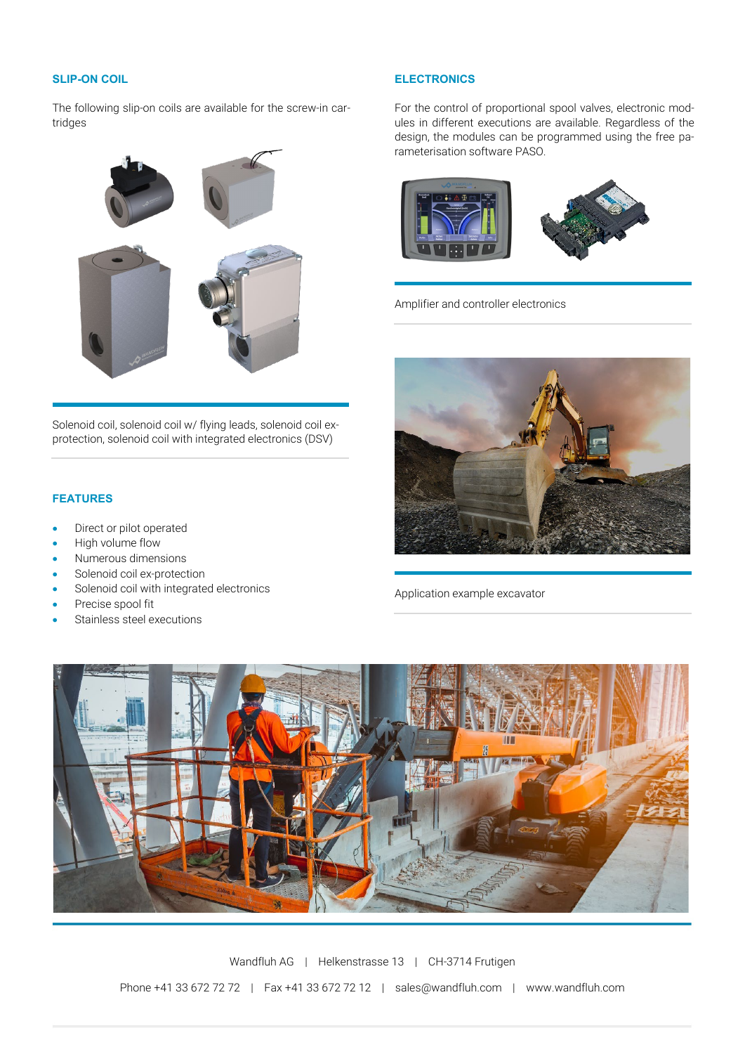## SLIP-ON COIL

The following slip-on coils are available for the screw-in cartridges

Solenoid coil, solenoid coil w/ flying leads, solenoid coil ex-protection, solenoid coil with integrated electronics (DSV)

## FEATURES

- Direct or pilot operated
- High volume flow
- Numerous dimensions
- Solenoid coil ex-protection
- Solenoid coil with integrated electronics
- Precise spool fit
- Stainless steel executions

## ELECTRONICS

For the control of proportional spool valves, electronic modules in different executions are available. Regardless of the design, the modules can be programmed using the free parameterisation software PASO.

Amplifier and controller electronics

Application example excavator

Wandfluh AG | Helkenstrasse 13 | CH-3714 Frutigen

Phone +41 33 672 72 72 | Fax +41 33 672 72 12 | sales@wandfluh.com | www.wandfluh.com